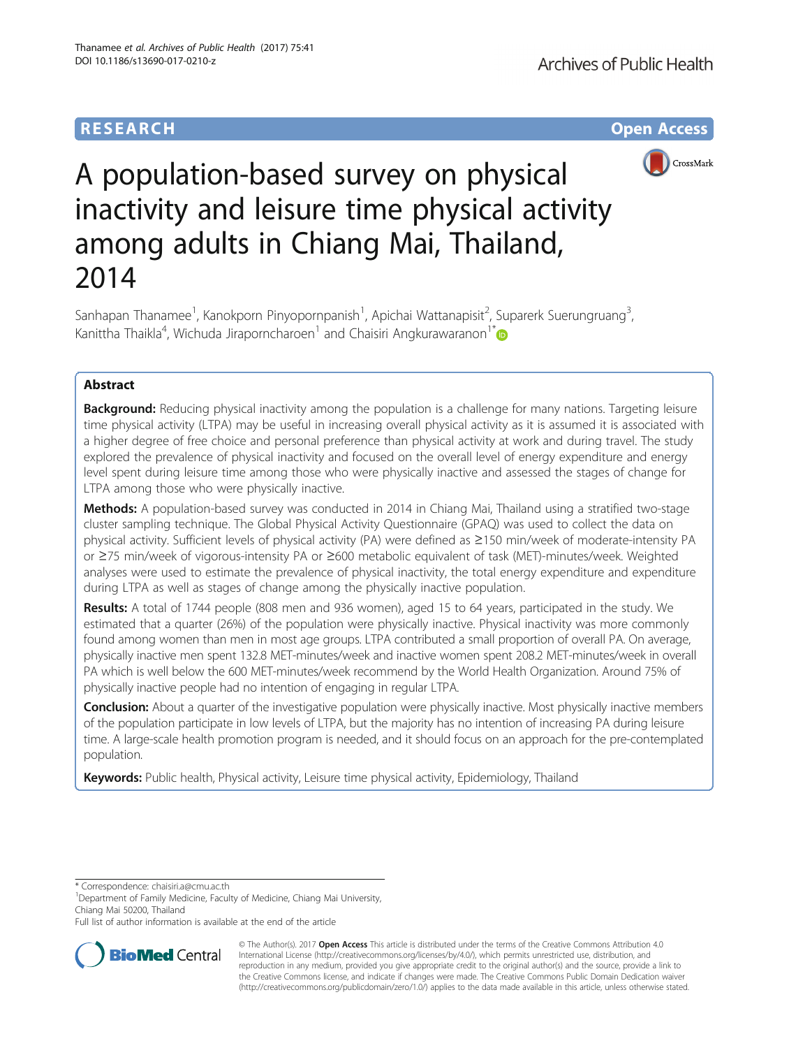RESEARCH

Open Access

# A population-based survey on physical inactivity and leisure time physical activity among adults in Chiang Mai, Thailand, 2014

Sanhapan Thanamee[1], Kanokporn Pinyopornpanish[1], Apichai Wattanapisit[2], Suparerk Suerungruang[3], Kanittha Thaikla[4], Wichuda Jiraporncharoen[1] and Chaisiri Angkurawaranon[1*]

## Abstract

**Background:** Reducing physical inactivity among the population is a challenge for many nations. Targeting leisure time physical activity (LTPA) may be useful in increasing overall physical activity as it is assumed it is associated with a higher degree of free choice and personal preference than physical activity at work and during travel. The study explored the prevalence of physical inactivity and focused on the overall level of energy expenditure and energy level spent during leisure time among those who were physically inactive and assessed the stages of change for LTPA among those who were physically inactive.

**Methods:** A population-based survey was conducted in 2014 in Chiang Mai, Thailand using a stratified two-stage cluster sampling technique. The Global Physical Activity Questionnaire (GPAQ) was used to collect the data on physical activity. Sufficient levels of physical activity (PA) were defined as ≥150 min/week of moderate-intensity PA or ≥75 min/week of vigorous-intensity PA or ≥600 metabolic equivalent of task (MET)-minutes/week. Weighted analyses were used to estimate the prevalence of physical inactivity, the total energy expenditure and expenditure during LTPA as well as stages of change among the physically inactive population.

**Results:** A total of 1744 people (808 men and 936 women), aged 15 to 64 years, participated in the study. We estimated that a quarter (26%) of the population were physically inactive. Physical inactivity was more commonly found among women than men in most age groups. LTPA contributed a small proportion of overall PA. On average, physically inactive men spent 132.8 MET-minutes/week and inactive women spent 208.2 MET-minutes/week in overall PA which is well below the 600 MET-minutes/week recommend by the World Health Organization. Around 75% of physically inactive people had no intention of engaging in regular LTPA.

**Conclusion:** About a quarter of the investigative population were physically inactive. Most physically inactive members of the population participate in low levels of LTPA, but the majority has no intention of increasing PA during leisure time. A large-scale health promotion program is needed, and it should focus on an approach for the pre-contemplated population.

**Keywords:** Public health, Physical activity, Leisure time physical activity, Epidemiology, Thailand

\* Correspondence: chaisiri.a@cmu.ac.th

[1]Department of Family Medicine, Faculty of Medicine, Chiang Mai University, Chiang Mai 50200, Thailand

Full list of author information is available at the end of the article

© The Author(s). 2017 **Open Access** This article is distributed under the terms of the Creative Commons Attribution 4.0 International License (http://creativecommons.org/licenses/by/4.0/), which permits unrestricted use, distribution, and reproduction in any medium, provided you give appropriate credit to the original author(s) and the source, provide a link to the Creative Commons license, and indicate if changes were made. The Creative Commons Public Domain Dedication waiver (http://creativecommons.org/publicdomain/zero/1.0/) applies to the data made available in this article, unless otherwise stated.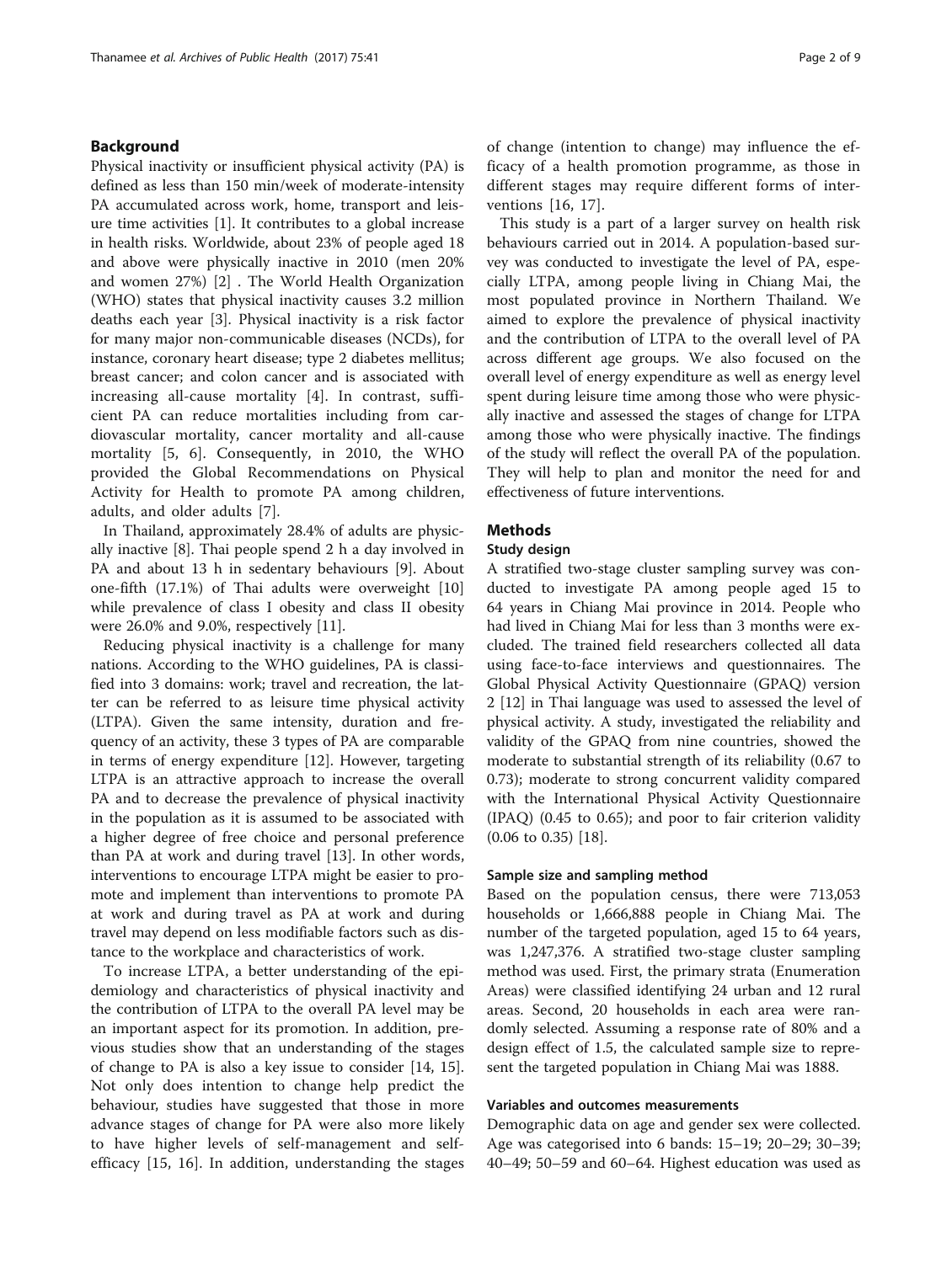## Background

Physical inactivity or insufficient physical activity (PA) is defined as less than 150 min/week of moderate-intensity PA accumulated across work, home, transport and leisure time activities [1]. It contributes to a global increase in health risks. Worldwide, about 23% of people aged 18 and above were physically inactive in 2010 (men 20% and women 27%) [2] . The World Health Organization (WHO) states that physical inactivity causes 3.2 million deaths each year [3]. Physical inactivity is a risk factor for many major non-communicable diseases (NCDs), for instance, coronary heart disease; type 2 diabetes mellitus; breast cancer; and colon cancer and is associated with increasing all-cause mortality [4]. In contrast, sufficient PA can reduce mortalities including from cardiovascular mortality, cancer mortality and all-cause mortality [5, 6]. Consequently, in 2010, the WHO provided the Global Recommendations on Physical Activity for Health to promote PA among children, adults, and older adults [7].

In Thailand, approximately 28.4% of adults are physically inactive [8]. Thai people spend 2 h a day involved in PA and about 13 h in sedentary behaviours [9]. About one-fifth (17.1%) of Thai adults were overweight [10] while prevalence of class I obesity and class II obesity were 26.0% and 9.0%, respectively [11].

Reducing physical inactivity is a challenge for many nations. According to the WHO guidelines, PA is classified into 3 domains: work; travel and recreation, the latter can be referred to as leisure time physical activity (LTPA). Given the same intensity, duration and frequency of an activity, these 3 types of PA are comparable in terms of energy expenditure [12]. However, targeting LTPA is an attractive approach to increase the overall PA and to decrease the prevalence of physical inactivity in the population as it is assumed to be associated with a higher degree of free choice and personal preference than PA at work and during travel [13]. In other words, interventions to encourage LTPA might be easier to promote and implement than interventions to promote PA at work and during travel as PA at work and during travel may depend on less modifiable factors such as distance to the workplace and characteristics of work.

To increase LTPA, a better understanding of the epidemiology and characteristics of physical inactivity and the contribution of LTPA to the overall PA level may be an important aspect for its promotion. In addition, previous studies show that an understanding of the stages of change to PA is also a key issue to consider [14, 15]. Not only does intention to change help predict the behaviour, studies have suggested that those in more advance stages of change for PA were also more likely to have higher levels of self-management and self-efficacy [15, 16]. In addition, understanding the stages of change (intention to change) may influence the efficacy of a health promotion programme, as those in different stages may require different forms of interventions [16, 17].

This study is a part of a larger survey on health risk behaviours carried out in 2014. A population-based survey was conducted to investigate the level of PA, especially LTPA, among people living in Chiang Mai, the most populated province in Northern Thailand. We aimed to explore the prevalence of physical inactivity and the contribution of LTPA to the overall level of PA across different age groups. We also focused on the overall level of energy expenditure as well as energy level spent during leisure time among those who were physically inactive and assessed the stages of change for LTPA among those who were physically inactive. The findings of the study will reflect the overall PA of the population. They will help to plan and monitor the need for and effectiveness of future interventions.

## Methods

### Study design

A stratified two-stage cluster sampling survey was conducted to investigate PA among people aged 15 to 64 years in Chiang Mai province in 2014. People who had lived in Chiang Mai for less than 3 months were excluded. The trained field researchers collected all data using face-to-face interviews and questionnaires. The Global Physical Activity Questionnaire (GPAQ) version 2 [12] in Thai language was used to assessed the level of physical activity. A study, investigated the reliability and validity of the GPAQ from nine countries, showed the moderate to substantial strength of its reliability (0.67 to 0.73); moderate to strong concurrent validity compared with the International Physical Activity Questionnaire (IPAQ) (0.45 to 0.65); and poor to fair criterion validity (0.06 to 0.35) [18].

### Sample size and sampling method

Based on the population census, there were 713,053 households or 1,666,888 people in Chiang Mai. The number of the targeted population, aged 15 to 64 years, was 1,247,376. A stratified two-stage cluster sampling method was used. First, the primary strata (Enumeration Areas) were classified identifying 24 urban and 12 rural areas. Second, 20 households in each area were randomly selected. Assuming a response rate of 80% and a design effect of 1.5, the calculated sample size to represent the targeted population in Chiang Mai was 1888.

### Variables and outcomes measurements

Demographic data on age and gender sex were collected. Age was categorised into 6 bands: 15–19; 20–29; 30–39; 40–49; 50–59 and 60–64. Highest education was used as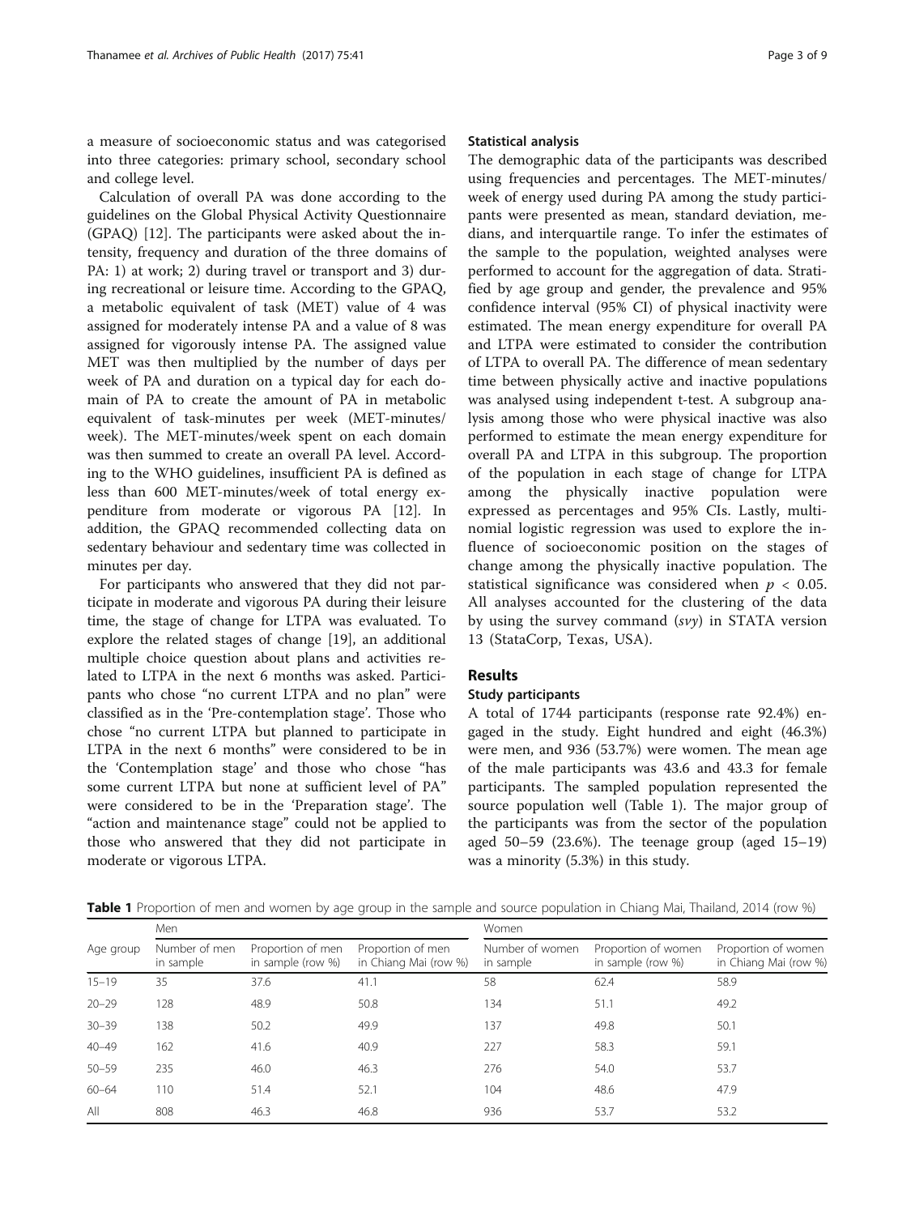a measure of socioeconomic status and was categorised into three categories: primary school, secondary school and college level.

Calculation of overall PA was done according to the guidelines on the Global Physical Activity Questionnaire (GPAQ) [12]. The participants were asked about the intensity, frequency and duration of the three domains of PA: 1) at work; 2) during travel or transport and 3) during recreational or leisure time. According to the GPAQ, a metabolic equivalent of task (MET) value of 4 was assigned for moderately intense PA and a value of 8 was assigned for vigorously intense PA. The assigned value MET was then multiplied by the number of days per week of PA and duration on a typical day for each domain of PA to create the amount of PA in metabolic equivalent of task-minutes per week (MET-minutes/week). The MET-minutes/week spent on each domain was then summed to create an overall PA level. According to the WHO guidelines, insufficient PA is defined as less than 600 MET-minutes/week of total energy expenditure from moderate or vigorous PA [12]. In addition, the GPAQ recommended collecting data on sedentary behaviour and sedentary time was collected in minutes per day.

For participants who answered that they did not participate in moderate and vigorous PA during their leisure time, the stage of change for LTPA was evaluated. To explore the related stages of change [19], an additional multiple choice question about plans and activities related to LTPA in the next 6 months was asked. Participants who chose "no current LTPA and no plan" were classified as in the 'Pre-contemplation stage'. Those who chose "no current LTPA but planned to participate in LTPA in the next 6 months" were considered to be in the 'Contemplation stage' and those who chose "has some current LTPA but none at sufficient level of PA" were considered to be in the 'Preparation stage'. The "action and maintenance stage" could not be applied to those who answered that they did not participate in moderate or vigorous LTPA.

### Statistical analysis

The demographic data of the participants was described using frequencies and percentages. The MET-minutes/week of energy used during PA among the study participants were presented as mean, standard deviation, medians, and interquartile range. To infer the estimates of the sample to the population, weighted analyses were performed to account for the aggregation of data. Stratified by age group and gender, the prevalence and 95% confidence interval (95% CI) of physical inactivity were estimated. The mean energy expenditure for overall PA and LTPA were estimated to consider the contribution of LTPA to overall PA. The difference of mean sedentary time between physically active and inactive populations was analysed using independent t-test. A subgroup analysis among those who were physical inactive was also performed to estimate the mean energy expenditure for overall PA and LTPA in this subgroup. The proportion of the population in each stage of change for LTPA among the physically inactive population were expressed as percentages and 95% CIs. Lastly, multinomial logistic regression was used to explore the influence of socioeconomic position on the stages of change among the physically inactive population. The statistical significance was considered when $p < 0.05$. All analyses accounted for the clustering of the data by using the survey command (*svy*) in STATA version 13 (StataCorp, Texas, USA).

## Results

### Study participants

A total of 1744 participants (response rate 92.4%) engaged in the study. Eight hundred and eight (46.3%) were men, and 936 (53.7%) were women. The mean age of the male participants was 43.6 and 43.3 for female participants. The sampled population represented the source population well (Table 1). The major group of the participants was from the sector of the population aged 50–59 (23.6%). The teenage group (aged 15–19) was a minority (5.3%) in this study.

**Table 1** Proportion of men and women by age group in the sample and source population in Chiang Mai, Thailand, 2014 (row %)

| Age group | Men | | | Women | | |
|---|---|---|---|---|---|---|
| | Number of men in sample | Proportion of men in sample (row %) | Proportion of men in Chiang Mai (row %) | Number of women in sample | Proportion of women in sample (row %) | Proportion of women in Chiang Mai (row %) |
| 15–19 | 35 | 37.6 | 41.1 | 58 | 62.4 | 58.9 |
| 20–29 | 128 | 48.9 | 50.8 | 134 | 51.1 | 49.2 |
| 30–39 | 138 | 50.2 | 49.9 | 137 | 49.8 | 50.1 |
| 40–49 | 162 | 41.6 | 40.9 | 227 | 58.3 | 59.1 |
| 50–59 | 235 | 46.0 | 46.3 | 276 | 54.0 | 53.7 |
| 60–64 | 110 | 51.4 | 52.1 | 104 | 48.6 | 47.9 |
| All | 808 | 46.3 | 46.8 | 936 | 53.7 | 53.2 |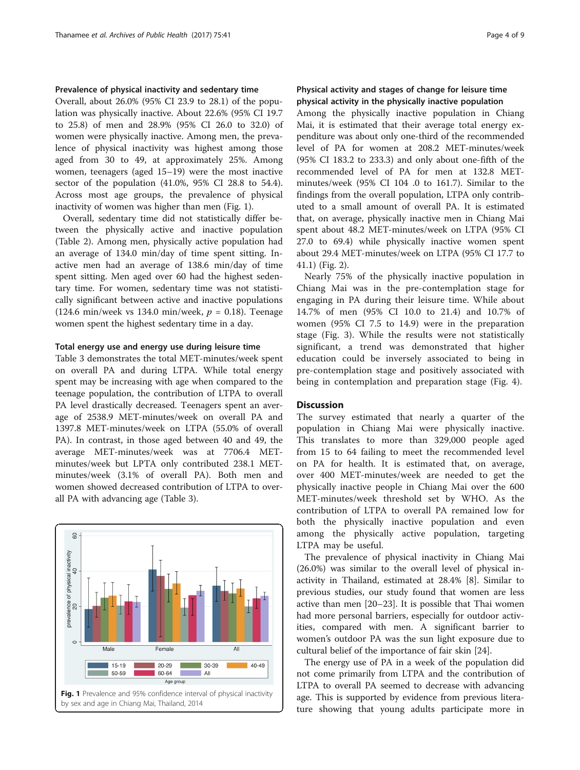### Prevalence of physical inactivity and sedentary time

Overall, about 26.0% (95% CI 23.9 to 28.1) of the population was physically inactive. About 22.6% (95% CI 19.7 to 25.8) of men and 28.9% (95% CI 26.0 to 32.0) of women were physically inactive. Among men, the prevalence of physical inactivity was highest among those aged from 30 to 49, at approximately 25%. Among women, teenagers (aged 15–19) were the most inactive sector of the population (41.0%, 95% CI 28.8 to 54.4). Across most age groups, the prevalence of physical inactivity of women was higher than men (Fig. 1).

Overall, sedentary time did not statistically differ between the physically active and inactive population (Table 2). Among men, physically active population had an average of 134.0 min/day of time spent sitting. Inactive men had an average of 138.6 min/day of time spent sitting. Men aged over 60 had the highest sedentary time. For women, sedentary time was not statistically significant between active and inactive populations (124.6 min/week vs 134.0 min/week, $p$ = 0.18). Teenage women spent the highest sedentary time in a day.

### Total energy use and energy use during leisure time

Table 3 demonstrates the total MET-minutes/week spent on overall PA and during LTPA. While total energy spent may be increasing with age when compared to the teenage population, the contribution of LTPA to overall PA level drastically decreased. Teenagers spent an average of 2538.9 MET-minutes/week on overall PA and 1397.8 MET-minutes/week on LTPA (55.0% of overall PA). In contrast, in those aged between 40 and 49, the average MET-minutes/week was at 7706.4 MET-minutes/week but LPTA only contributed 238.1 MET-minutes/week (3.1% of overall PA). Both men and women showed decreased contribution of LTPA to overall PA with advancing age (Table 3).

prevalence of physical inactivity

0
20
40
60

Male
Female
All

15-19
20-29
30-39
40-49
50-59
60-64
All

Age group

**Fig. 1** Prevalence and 95% confidence interval of physical inactivity by sex and age in Chiang Mai, Thailand, 2014

### Physical activity and stages of change for leisure time physical activity in the physically inactive population

Among the physically inactive population in Chiang Mai, it is estimated that their average total energy expenditure was about only one-third of the recommended level of PA for women at 208.2 MET-minutes/week (95% CI 183.2 to 233.3) and only about one-fifth of the recommended level of PA for men at 132.8 MET-minutes/week (95% CI 104 .0 to 161.7). Similar to the findings from the overall population, LTPA only contributed to a small amount of overall PA. It is estimated that, on average, physically inactive men in Chiang Mai spent about 48.2 MET-minutes/week on LTPA (95% CI 27.0 to 69.4) while physically inactive women spent about 29.4 MET-minutes/week on LTPA (95% CI 17.7 to 41.1) (Fig. 2).

Nearly 75% of the physically inactive population in Chiang Mai was in the pre-contemplation stage for engaging in PA during their leisure time. While about 14.7% of men (95% CI 10.0 to 21.4) and 10.7% of women (95% CI 7.5 to 14.9) were in the preparation stage (Fig. 3). While the results were not statistically significant, a trend was demonstrated that higher education could be inversely associated to being in pre-contemplation stage and positively associated with being in contemplation and preparation stage (Fig. 4).

## Discussion

The survey estimated that nearly a quarter of the population in Chiang Mai were physically inactive. This translates to more than 329,000 people aged from 15 to 64 failing to meet the recommended level on PA for health. It is estimated that, on average, over 400 MET-minutes/week are needed to get the physically inactive people in Chiang Mai over the 600 MET-minutes/week threshold set by WHO. As the contribution of LTPA to overall PA remained low for both the physically inactive population and even among the physically active population, targeting LTPA may be useful.

The prevalence of physical inactivity in Chiang Mai (26.0%) was similar to the overall level of physical inactivity in Thailand, estimated at 28.4% [8]. Similar to previous studies, our study found that women are less active than men [20–23]. It is possible that Thai women had more personal barriers, especially for outdoor activities, compared with men. A significant barrier to women's outdoor PA was the sun light exposure due to cultural belief of the importance of fair skin [24].

The energy use of PA in a week of the population did not come primarily from LTPA and the contribution of LTPA to overall PA seemed to decrease with advancing age. This is supported by evidence from previous literature showing that young adults participate more in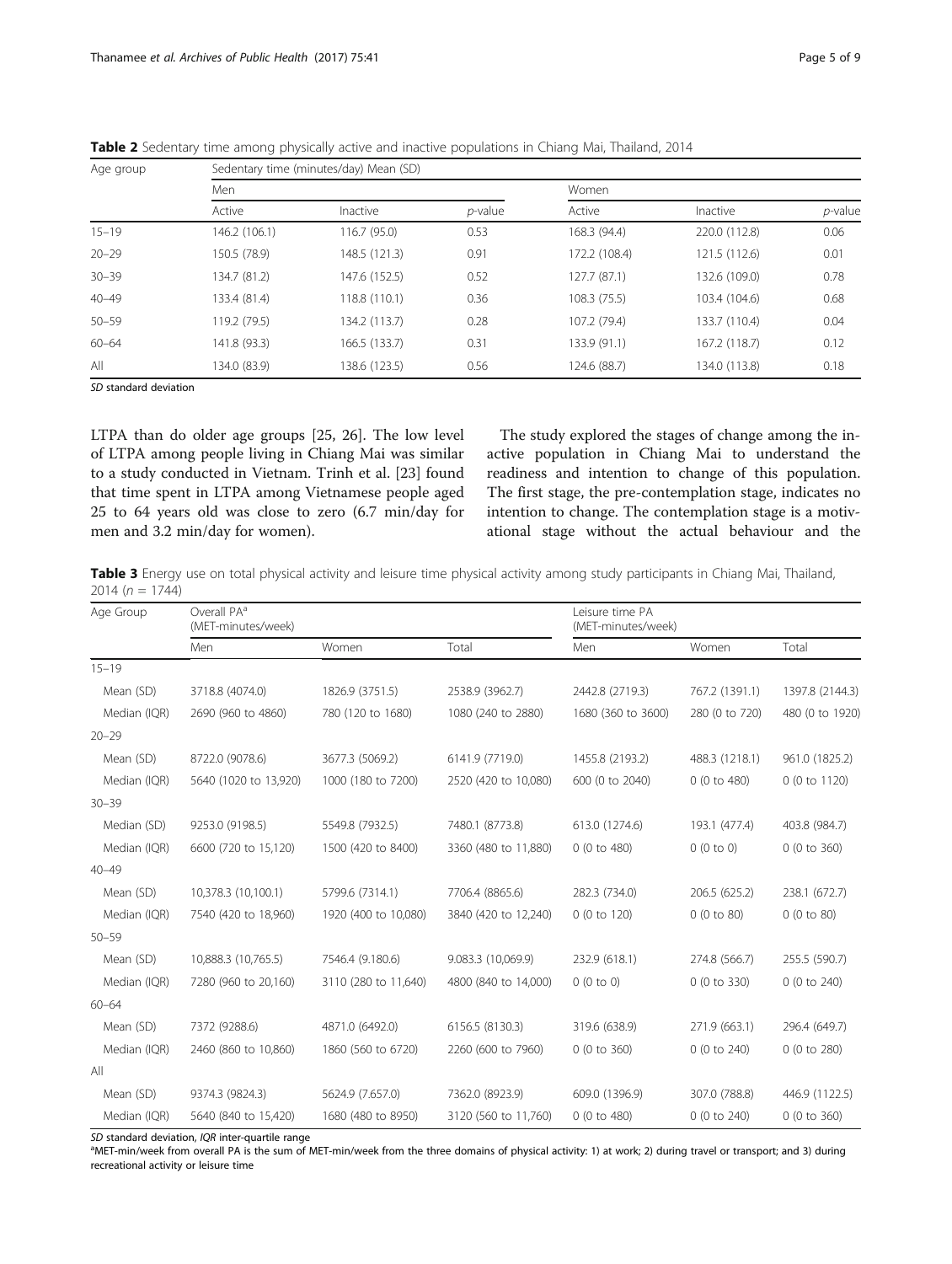**Table 2** Sedentary time among physically active and inactive populations in Chiang Mai, Thailand, 2014

| Age group | Sedentary time (minutes/day) Mean (SD) | | | | | |
|---|---|---|---|---|---|---|
| | Men | | | Women | | |
| | Active | Inactive | *p*-value | Active | Inactive | *p*-value |
| 15–19 | 146.2 (106.1) | 116.7 (95.0) | 0.53 | 168.3 (94.4) | 220.0 (112.8) | 0.06 |
| 20–29 | 150.5 (78.9) | 148.5 (121.3) | 0.91 | 172.2 (108.4) | 121.5 (112.6) | 0.01 |
| 30–39 | 134.7 (81.2) | 147.6 (152.5) | 0.52 | 127.7 (87.1) | 132.6 (109.0) | 0.78 |
| 40–49 | 133.4 (81.4) | 118.8 (110.1) | 0.36 | 108.3 (75.5) | 103.4 (104.6) | 0.68 |
| 50–59 | 119.2 (79.5) | 134.2 (113.7) | 0.28 | 107.2 (79.4) | 133.7 (110.4) | 0.04 |
| 60–64 | 141.8 (93.3) | 166.5 (133.7) | 0.31 | 133.9 (91.1) | 167.2 (118.7) | 0.12 |
| All | 134.0 (83.9) | 138.6 (123.5) | 0.56 | 124.6 (88.7) | 134.0 (113.8) | 0.18 |

*SD* standard deviation

LTPA than do older age groups [25, 26]. The low level of LTPA among people living in Chiang Mai was similar to a study conducted in Vietnam. Trinh et al. [23] found that time spent in LTPA among Vietnamese people aged 25 to 64 years old was close to zero (6.7 min/day for men and 3.2 min/day for women).

The study explored the stages of change among the inactive population in Chiang Mai to understand the readiness and intention to change of this population. The first stage, the pre-contemplation stage, indicates no intention to change. The contemplation stage is a motivational stage without the actual behaviour and the

**Table 3** Energy use on total physical activity and leisure time physical activity among study participants in Chiang Mai, Thailand, 2014 ($n = 1744$)

| Age Group | Overall PA[a] (MET-minutes/week) | | | Leisure time PA (MET-minutes/week) | | |
|---|---|---|---|---|---|---|
| | Men | Women | Total | Men | Women | Total |
| 15–19 | | | | | | |
| Mean (SD) | 3718.8 (4074.0) | 1826.9 (3751.5) | 2538.9 (3962.7) | 2442.8 (2719.3) | 767.2 (1391.1) | 1397.8 (2144.3) |
| Median (IQR) | 2690 (960 to 4860) | 780 (120 to 1680) | 1080 (240 to 2880) | 1680 (360 to 3600) | 280 (0 to 720) | 480 (0 to 1920) |
| 20–29 | | | | | | |
| Mean (SD) | 8722.0 (9078.6) | 3677.3 (5069.2) | 6141.9 (7719.0) | 1455.8 (2193.2) | 488.3 (1218.1) | 961.0 (1825.2) |
| Median (IQR) | 5640 (1020 to 13,920) | 1000 (180 to 7200) | 2520 (420 to 10,080) | 600 (0 to 2040) | 0 (0 to 480) | 0 (0 to 1120) |
| 30–39 | | | | | | |
| Median (SD) | 9253.0 (9198.5) | 5549.8 (7932.5) | 7480.1 (8773.8) | 613.0 (1274.6) | 193.1 (477.4) | 403.8 (984.7) |
| Median (IQR) | 6600 (720 to 15,120) | 1500 (420 to 8400) | 3360 (480 to 11,880) | 0 (0 to 480) | 0 (0 to 0) | 0 (0 to 360) |
| 40–49 | | | | | | |
| Mean (SD) | 10,378.3 (10,100.1) | 5799.6 (7314.1) | 7706.4 (8865.6) | 282.3 (734.0) | 206.5 (625.2) | 238.1 (672.7) |
| Median (IQR) | 7540 (420 to 18,960) | 1920 (400 to 10,080) | 3840 (420 to 12,240) | 0 (0 to 120) | 0 (0 to 80) | 0 (0 to 80) |
| 50–59 | | | | | | |
| Mean (SD) | 10,888.3 (10,765.5) | 7546.4 (9.180.6) | 9.083.3 (10,069.9) | 232.9 (618.1) | 274.8 (566.7) | 255.5 (590.7) |
| Median (IQR) | 7280 (960 to 20,160) | 3110 (280 to 11,640) | 4800 (840 to 14,000) | 0 (0 to 0) | 0 (0 to 330) | 0 (0 to 240) |
| 60–64 | | | | | | |
| Mean (SD) | 7372 (9288.6) | 4871.0 (6492.0) | 6156.5 (8130.3) | 319.6 (638.9) | 271.9 (663.1) | 296.4 (649.7) |
| Median (IQR) | 2460 (860 to 10,860) | 1860 (560 to 6720) | 2260 (600 to 7960) | 0 (0 to 360) | 0 (0 to 240) | 0 (0 to 280) |
| All | | | | | | |
| Mean (SD) | 9374.3 (9824.3) | 5624.9 (7.657.0) | 7362.0 (8923.9) | 609.0 (1396.9) | 307.0 (788.8) | 446.9 (1122.5) |
| Median (IQR) | 5640 (840 to 15,420) | 1680 (480 to 8950) | 3120 (560 to 11,760) | 0 (0 to 480) | 0 (0 to 240) | 0 (0 to 360) |

*SD* standard deviation, *IQR* inter-quartile range
[a]MET-min/week from overall PA is the sum of MET-min/week from the three domains of physical activity: 1) at work; 2) during travel or transport; and 3) during recreational activity or leisure time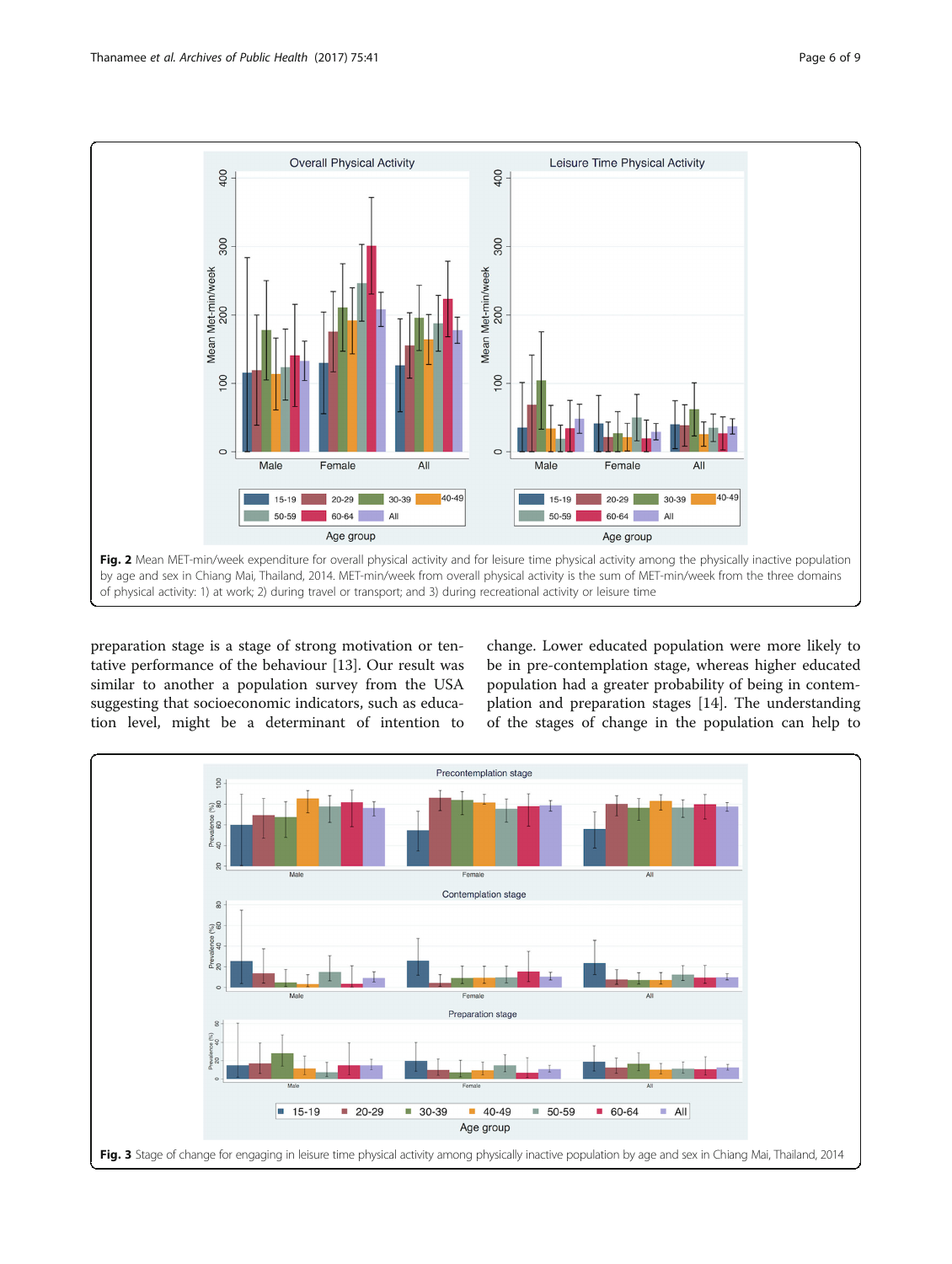Overall Physical Activity

Leisure Time Physical Activity

Mean Met-min/week

0
100
200
300
400

Male
Female
All

15-19
20-29
30-39
40-49
50-59
60-64
All

Age group

**Fig. 2** Mean MET-min/week expenditure for overall physical activity and for leisure time physical activity among the physically inactive population by age and sex in Chiang Mai, Thailand, 2014. MET-min/week from overall physical activity is the sum of MET-min/week from the three domains of physical activity: 1) at work; 2) during travel or transport; and 3) during recreational activity or leisure time

preparation stage is a stage of strong motivation or tentative performance of the behaviour [13]. Our result was similar to another a population survey from the USA suggesting that socioeconomic indicators, such as education level, might be a determinant of intention to change. Lower educated population were more likely to be in pre-contemplation stage, whereas higher educated population had a greater probability of being in contemplation and preparation stages [14]. The understanding of the stages of change in the population can help to

Precontemplation stage

Contemplation stage

Preparation stage

Prevalence (%)

Male
Female
All

15-19
20-29
30-39
40-49
50-59
60-64
All

Age group

**Fig. 3** Stage of change for engaging in leisure time physical activity among physically inactive population by age and sex in Chiang Mai, Thailand, 2014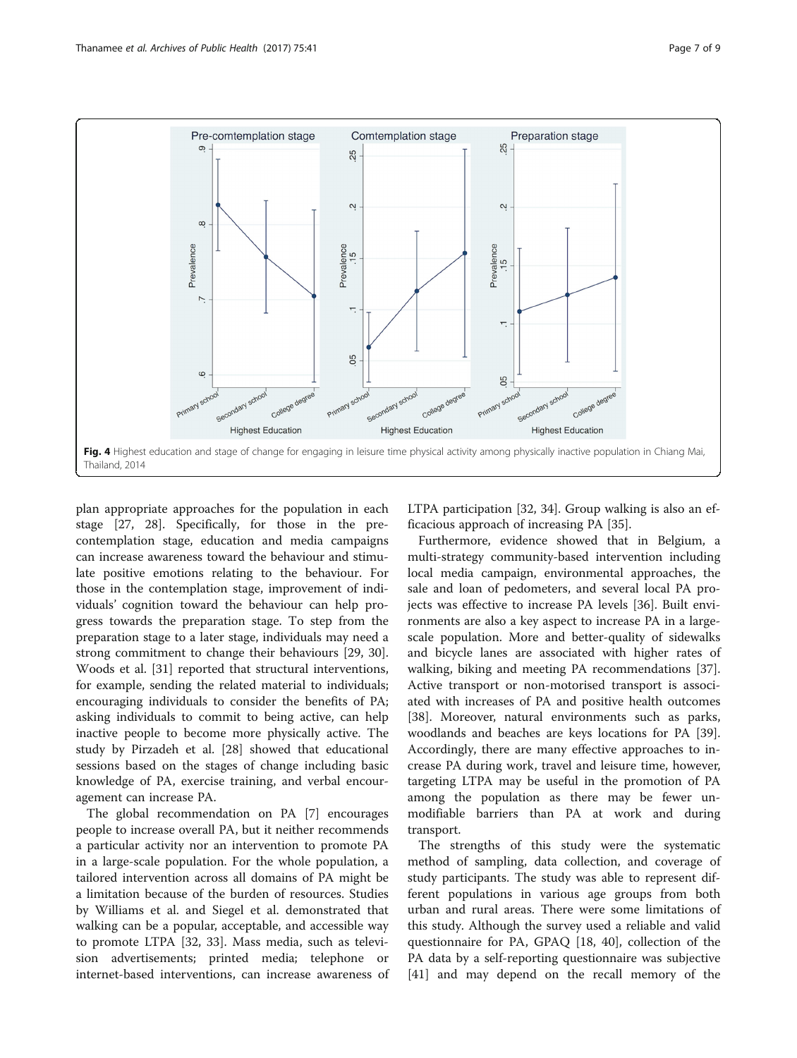Pre-comtemplation stage

Comtemplation stage

Preparation stage

Prevalence

.9

.8

.7

.6

.25

.2

.15

.1

.05

.25

.2

.15

.1

.05

Primary school

Secondary school

College degree

Highest Education

**Fig. 4** Highest education and stage of change for engaging in leisure time physical activity among physically inactive population in Chiang Mai, Thailand, 2014

plan appropriate approaches for the population in each stage [27, 28]. Specifically, for those in the pre-contemplation stage, education and media campaigns can increase awareness toward the behaviour and stimulate positive emotions relating to the behaviour. For those in the contemplation stage, improvement of individuals' cognition toward the behaviour can help progress towards the preparation stage. To step from the preparation stage to a later stage, individuals may need a strong commitment to change their behaviours [29, 30]. Woods et al. [31] reported that structural interventions, for example, sending the related material to individuals; encouraging individuals to consider the benefits of PA; asking individuals to commit to being active, can help inactive people to become more physically active. The study by Pirzadeh et al. [28] showed that educational sessions based on the stages of change including basic knowledge of PA, exercise training, and verbal encouragement can increase PA.

The global recommendation on PA [7] encourages people to increase overall PA, but it neither recommends a particular activity nor an intervention to promote PA in a large-scale population. For the whole population, a tailored intervention across all domains of PA might be a limitation because of the burden of resources. Studies by Williams et al. and Siegel et al. demonstrated that walking can be a popular, acceptable, and accessible way to promote LTPA [32, 33]. Mass media, such as television advertisements; printed media; telephone or internet-based interventions, can increase awareness of LTPA participation [32, 34]. Group walking is also an efficacious approach of increasing PA [35].

Furthermore, evidence showed that in Belgium, a multi-strategy community-based intervention including local media campaign, environmental approaches, the sale and loan of pedometers, and several local PA projects was effective to increase PA levels [36]. Built environments are also a key aspect to increase PA in a large-scale population. More and better-quality of sidewalks and bicycle lanes are associated with higher rates of walking, biking and meeting PA recommendations [37]. Active transport or non-motorised transport is associated with increases of PA and positive health outcomes [38]. Moreover, natural environments such as parks, woodlands and beaches are keys locations for PA [39]. Accordingly, there are many effective approaches to increase PA during work, travel and leisure time, however, targeting LTPA may be useful in the promotion of PA among the population as there may be fewer unmodifiable barriers than PA at work and during transport.

The strengths of this study were the systematic method of sampling, data collection, and coverage of study participants. The study was able to represent different populations in various age groups from both urban and rural areas. There were some limitations of this study. Although the survey used a reliable and valid questionnaire for PA, GPAQ [18, 40], collection of the PA data by a self-reporting questionnaire was subjective [41] and may depend on the recall memory of the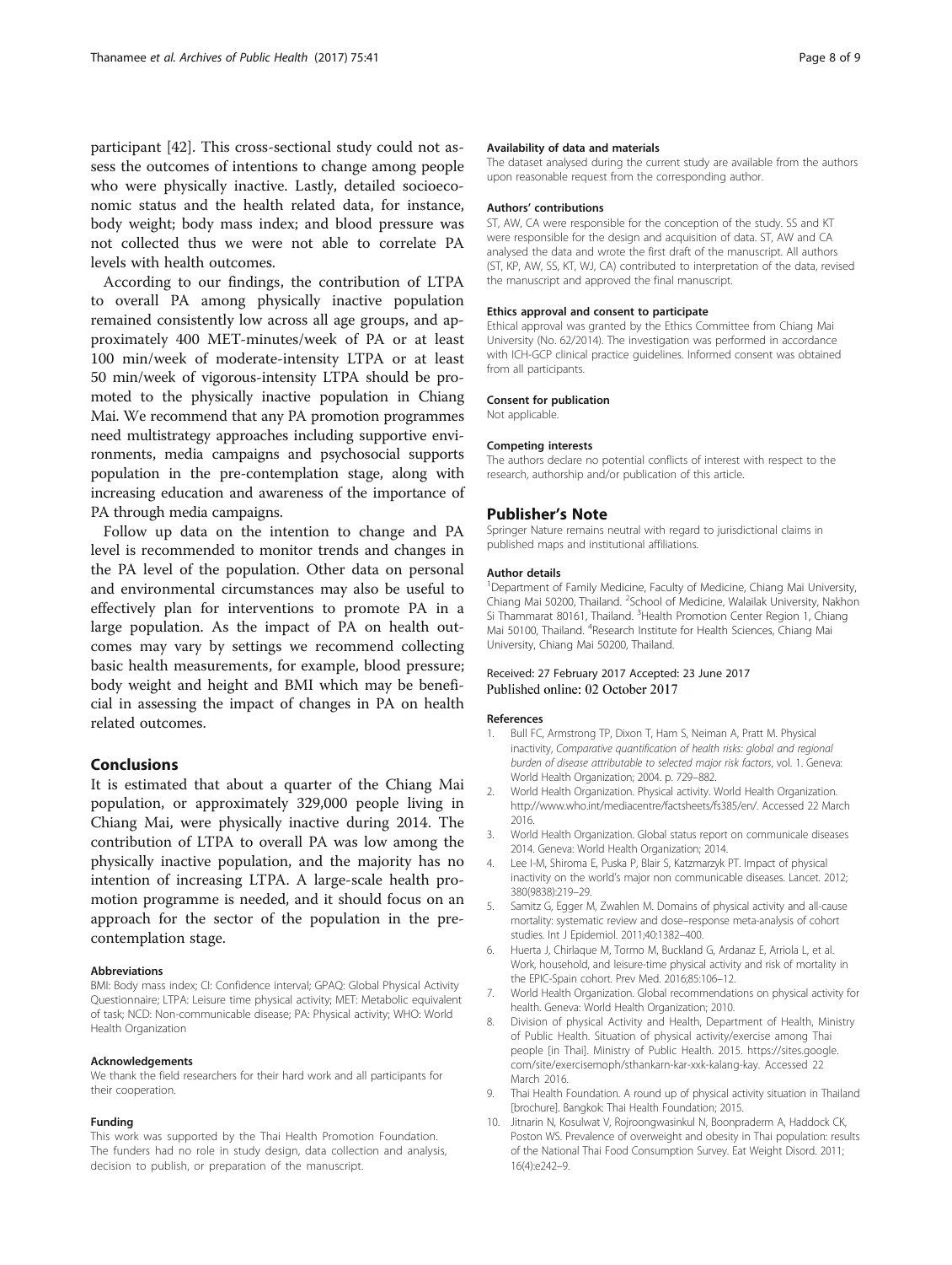participant [42]. This cross-sectional study could not assess the outcomes of intentions to change among people who were physically inactive. Lastly, detailed socioeconomic status and the health related data, for instance, body weight; body mass index; and blood pressure was not collected thus we were not able to correlate PA levels with health outcomes.

According to our findings, the contribution of LTPA to overall PA among physically inactive population remained consistently low across all age groups, and approximately 400 MET-minutes/week of PA or at least 100 min/week of moderate-intensity LTPA or at least 50 min/week of vigorous-intensity LTPA should be promoted to the physically inactive population in Chiang Mai. We recommend that any PA promotion programmes need multistrategy approaches including supportive environments, media campaigns and psychosocial supports population in the pre-contemplation stage, along with increasing education and awareness of the importance of PA through media campaigns.

Follow up data on the intention to change and PA level is recommended to monitor trends and changes in the PA level of the population. Other data on personal and environmental circumstances may also be useful to effectively plan for interventions to promote PA in a large population. As the impact of PA on health outcomes may vary by settings we recommend collecting basic health measurements, for example, blood pressure; body weight and height and BMI which may be beneficial in assessing the impact of changes in PA on health related outcomes.

## Conclusions

It is estimated that about a quarter of the Chiang Mai population, or approximately 329,000 people living in Chiang Mai, were physically inactive during 2014. The contribution of LTPA to overall PA was low among the physically inactive population, and the majority has no intention of increasing LTPA. A large-scale health promotion programme is needed, and it should focus on an approach for the sector of the population in the pre-contemplation stage.

#### Abbreviations

BMI: Body mass index; CI: Confidence interval; GPAQ: Global Physical Activity Questionnaire; LTPA: Leisure time physical activity; MET: Metabolic equivalent of task; NCD: Non-communicable disease; PA: Physical activity; WHO: World Health Organization

#### Acknowledgements

We thank the field researchers for their hard work and all participants for their cooperation.

#### Funding

This work was supported by the Thai Health Promotion Foundation. The funders had no role in study design, data collection and analysis, decision to publish, or preparation of the manuscript.

#### Availability of data and materials

The dataset analysed during the current study are available from the authors upon reasonable request from the corresponding author.

#### Authors' contributions

ST, AW, CA were responsible for the conception of the study. SS and KT were responsible for the design and acquisition of data. ST, AW and CA analysed the data and wrote the first draft of the manuscript. All authors (ST, KP, AW, SS, KT, WJ, CA) contributed to interpretation of the data, revised the manuscript and approved the final manuscript.

#### Ethics approval and consent to participate

Ethical approval was granted by the Ethics Committee from Chiang Mai University (No. 62/2014). The investigation was performed in accordance with ICH-GCP clinical practice guidelines. Informed consent was obtained from all participants.

#### Consent for publication

Not applicable.

#### Competing interests

The authors declare no potential conflicts of interest with respect to the research, authorship and/or publication of this article.

## Publisher's Note

Springer Nature remains neutral with regard to jurisdictional claims in published maps and institutional affiliations.

#### Author details

[1]Department of Family Medicine, Faculty of Medicine, Chiang Mai University, Chiang Mai 50200, Thailand. [2]School of Medicine, Walailak University, Nakhon Si Thammarat 80161, Thailand. [3]Health Promotion Center Region 1, Chiang Mai 50100, Thailand. [4]Research Institute for Health Sciences, Chiang Mai University, Chiang Mai 50200, Thailand.

Received: 27 February 2017 Accepted: 23 June 2017
Published online: 02 October 2017

#### References

1. Bull FC, Armstrong TP, Dixon T, Ham S, Neiman A, Pratt M. Physical inactivity, *Comparative quantification of health risks: global and regional burden of disease attributable to selected major risk factors*, vol. 1. Geneva: World Health Organization; 2004. p. 729–882.
2. World Health Organization. Physical activity. World Health Organization. http://www.who.int/mediacentre/factsheets/fs385/en/. Accessed 22 March 2016.
3. World Health Organization. Global status report on communicale diseases 2014. Geneva: World Health Organization; 2014.
4. Lee I-M, Shiroma E, Puska P, Blair S, Katzmarzyk PT. Impact of physical inactivity on the world's major non communicable diseases. Lancet. 2012; 380(9838):219–29.
5. Samitz G, Egger M, Zwahlen M. Domains of physical activity and all-cause mortality: systematic review and dose–response meta-analysis of cohort studies. Int J Epidemiol. 2011;40:1382–400.
6. Huerta J, Chirlaque M, Tormo M, Buckland G, Ardanaz E, Arriola L, et al. Work, household, and leisure-time physical activity and risk of mortality in the EPIC-Spain cohort. Prev Med. 2016;85:106–12.
7. World Health Organization. Global recommendations on physical activity for health. Geneva: World Health Organization; 2010.
8. Division of physical Activity and Health, Department of Health, Ministry of Public Health. Situation of physical activity/exercise among Thai people [in Thai]. Ministry of Public Health. 2015. https://sites.google.com/site/exercisemoph/sthankarn-kar-xxk-kalang-kay. Accessed 22 March 2016.
9. Thai Health Foundation. A round up of physical activity situation in Thailand [brochure]. Bangkok: Thai Health Foundation; 2015.
10. Jitnarin N, Kosulwat V, Rojroongwasinkul N, Boonpraderm A, Haddock CK, Poston WS. Prevalence of overweight and obesity in Thai population: results of the National Thai Food Consumption Survey. Eat Weight Disord. 2011; 16(4):e242–9.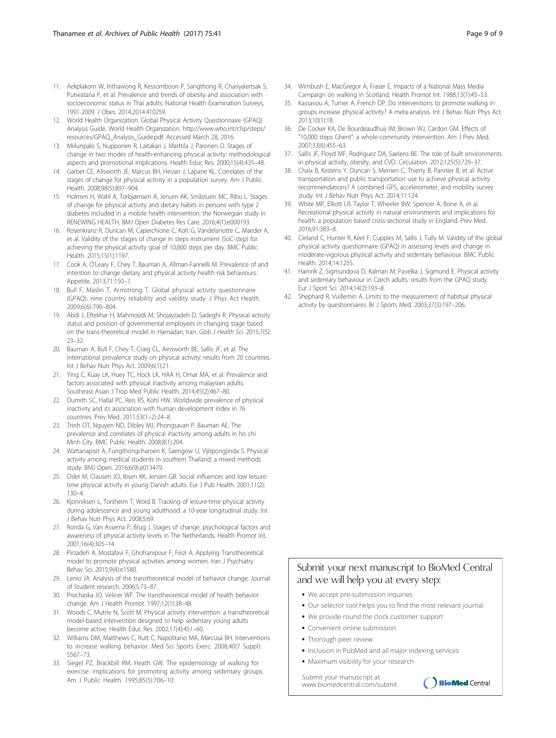11. Aekplakorn W, Inthawong R, Kessomboon P, Sangthong R, Chariyalertsak S, Putwatana P, et al. Prevalence and trends of obesity and association with socioeconomic status in Thai adults: National Health Examination Surveys, 1991-2009. J Obes. 2014;2014:410259.
12. World Health Organization. Global Physical Activity Questionnaire (GPAQ) Analysis Guide. World Health Organization. http://www.who.int/chp/steps/resources/GPAQ_Analysis_Guide.pdf. Accessed March 28, 2016.
13. Miilunpalo S, Nupponen R, Laitakari J, Marttila J, Paronen O. Stages of change in two modes of health-enhancing physical activity: methodological aspects and promotional implications. Health Educ Res. 2000;15(4):435–48.
14. Garber CE, Allsworth JE, Marcus BH, Hesser J, Lapane KL. Correlates of the stages of change for physical activity in a population survey. Am J Public Health. 2008;98(5):897–904.
15. Holmen H, Wahl A, Torbjørnsen A, Jenum AK, Småstuen MC, Ribu L. Stages of change for physical activity and dietary habits in persons with type 2 diabetes included in a mobile health intervention: the Norwegian study in RENEWING HEALTH. BMJ Open Diabetes Res Care. 2016;4(1):e000193.
16. Rosenkranz R, Duncan M, Caperchione C, Kolt G, Vandelanotte C, Maeder A, et al. Validity of the stages of change in steps instrument (SoC-step) for achieving the physical activity goal of 10,000 steps per day. BMC Public Health. 2015;15(1):1197.
17. Cook A, O'Leary F, Chey T, Bauman A, Allman-Farinelli M. Prevalence of and intention to change dietary and physical activity health risk behaviours. Appetite. 2013;71:150–7.
18. Bull F, Maslin T, Armstrong T. Global physical activity questionnaire (GPAQ): nine country reliability and validity study. J Phys Act Health. 2009;6(6):790–804.
19. Abdi J, Eftekhar H, Mahmoodi M, Shojayzadeh D, Sadeghi R. Physical activity status and position of governmental employees in changing stage based on the trans-theoretical model in Hamadan, Iran. *Glob J Health Sci*. 2015;7(5):23–32.
20. Bauman A, Bull F, Chey T, Craig CL, Ainsworth BE, Sallis JF, et al. The international prevalence study on physical activity: results from 20 countries. Int J Behav Nutr Phys Act. 2009;6(1):21.
21. Ying C, Kuay LK, Huey TC, Hock LK, HAA H, Omar MA, et al. Prevalence and factors associated with physical inactivity among malaysian adults. Southeast Asian J Trop Med Public Health. 2014;45(2):467–80.
22. Dumith SC, Hallal PC, Reis RS, Kohl HW. Worldwide prevalence of physical inactivity and its association with human development index in 76 countries. Prev Med. 2011;53(1–2):24–8.
23. Trinh OT, Nguyen ND, Dibley MJ, Phongsavan P, Bauman AE. The prevalence and correlates of physical inactivity among adults in ho chi Minh City. BMC Public Health. 2008;8(1):204.
24. Wattanapisit A, Fungthongcharoen K, Saengow U, Vijitpongjinda S. Physical activity among medical students in southern Thailand: a mixed methods study. BMJ Open. 2016;6(9):e013479.
25. Osler M, Clausen JO, Ibsen KK, Jensen GB. Social influences and low leisure-time physical activity in young Danish adults. Eur J Pub Health. 2001;11(2):130–4.
26. Kjonniksen L, Torsheim T, Wold B. Tracking of leisure-time physical activity during adolescence and young adulthood: a 10-year longitudinal study. Int J Behav Nutr Phys Act. 2008;5:69.
27. Ronda G, Van Assema P, Brug J. Stages of change, psychological factors and awareness of physical activity levels in The Netherlands. Health Promot Int. 2001;16(4):305–14.
28. Pirzadeh A, Mostafavi F, Ghofranipour F, Feizi A. Applying Transtheoretical model to promote physical activities among women. Iran J Psychiatry Behav Sci. 2015;9(4):e1580.
29. Lenio JA. Analysis of the transtheoretical model of behavior change. Journal of Student research. 2006;5:73–87.
30. Prochaska JO, Velicer WF. The transtheoretical model of health behavior change. Am J Health Promot. 1997;12(1):38–48.
31. Woods C, Mutrie N, Scott M. Physical activity intervention: a transtheoretical model-based intervention designed to help sedentary young adults become active. Health Educ Res. 2002;17(4):451–60.
32. Williams DM, Matthews C, Rutt C, Napolitano MA, Marcusa BH. Interventions to increase walking behavior. Med Sci Sports Exerc. 2008;40(7 Suppl):S567–73.
33. Siegel PZ, Brackbill RM, Heath GW. The epidemiology of walking for exercise: implications for promoting activity among sedentary groups. Am J Public Health. 1995;85(5):706–10.
34. Wimbush E, MacGregor A, Fraser E. Impacts of a National Mass Media Campaign on walking in Scotland. Health Promot Int. 1988;13(1):45–53.
35. Kassavou A, Turner A, French DP. Do interventions to promote walking in groups increase physical activity? A meta-analysis. Int J Behav Nutr Phys Act. 2013;10(1):18.
36. De Cocker KA, De Bourdeaudhuij IM, Brown WJ, Cardon GM. Effects of "10,000 steps Ghent": a whole-community intervention. Am J Prev Med. 2007;33(6):455–63.
37. Sallis JF, Floyd MF, Rodríguez DA, Saelens BE. The role of built environments in physical activity, obesity, and CVD. Circulation. 2012;125(5):729–37.
38. Chaix B, Kestens Y, Duncan S, Merrien C, Thierry B, Pannier B, et al. Active transportation and public transportation use to achieve physical activity recommendations? A combined GPS, accelerometer, and mobility survey study. Int J Behav Nutr Phys Act. 2014;11:124.
39. White MP, Elliott LR, Taylor T, Wheeler BW, Spencer A, Bone A, et al. Recreational physical activity in natural environments and implications for health: a population based cross-sectional study in England. Prev Med. 2016;91:383–8.
40. Cleland C, Hunter R, Keel F, Cupples M, Sallis J, Tully M. Validity of the global physical activity questionnaire (GPAQ) in assessing levels and change in moderate-vigorous physical activity and sedentary behaviour. BMC Public Health. 2014;14:1255.
41. Hamrik Z, Sigmundova D, Kalman M, Pavelka J, Sigmund E. Physical activity and sedentary behaviour in Czech adults: results from the GPAQ study. Eur J Sport Sci. 2014;14(2):193–8.
42. Shephard R, Vuillemin A. Limits to the measurement of habitual physical activity by questionnaires. Br J Sports Med. 2003;37(3):197–206.

Submit your next manuscript to BioMed Central and we will help you at every step:

- We accept pre-submission inquiries
- Our selector tool helps you to find the most relevant journal
- We provide round the clock customer support
- Convenient online submission
- Thorough peer review
- Inclusion in PubMed and all major indexing services
- Maximum visibility for your research

Submit your manuscript at www.biomedcentral.com/submit

BioMed Central